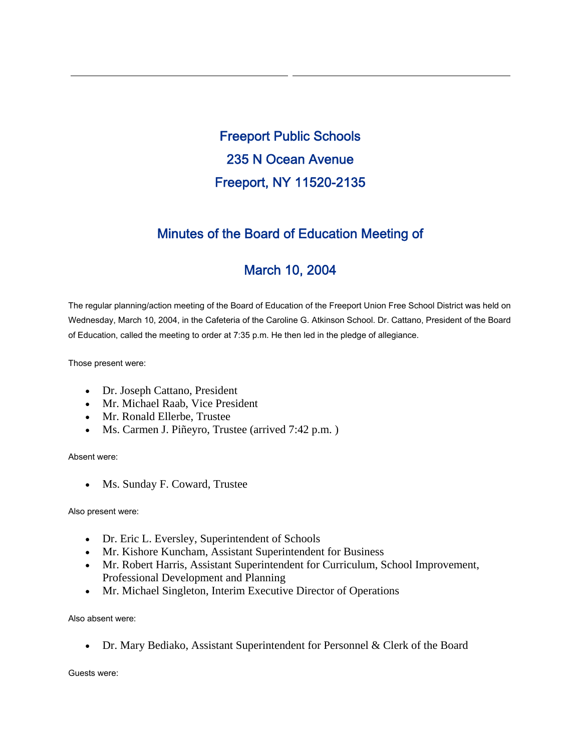# Freeport Public Schools

# 235 N Ocean Avenue

# Freeport, NY 11520-2135

## Minutes of the Board of Education Meeting of

## March 10, 2004

The regular planning/action meeting of the Board of Education of the Freeport Union Free School District was held on Wednesday, March 10, 2004, in the Cafeteria of the Caroline G. Atkinson School. Dr. Cattano, President of the Board of Education, called the meeting to order at 7:35 p.m. He then led in the pledge of allegiance.

Those present were:

- Dr. Joseph Cattano, President
- Mr. Michael Raab, Vice President
- Mr. Ronald Ellerbe, Trustee
- Ms. Carmen J. Piñeyro, Trustee (arrived 7:42 p.m. )

Absent were:

- Ms. Sunday F. Coward, Trustee

Also present were:

- Dr. Eric L. Eversley, Superintendent of Schools
- Mr. Kishore Kuncham, Assistant Superintendent for Business
- Mr. Robert Harris, Assistant Superintendent for Curriculum, School Improvement, Professional Development and Planning
- Mr. Michael Singleton, Interim Executive Director of Operations

Also absent were:

- Dr. Mary Bediako, Assistant Superintendent for Personnel & Clerk of the Board

Guests were: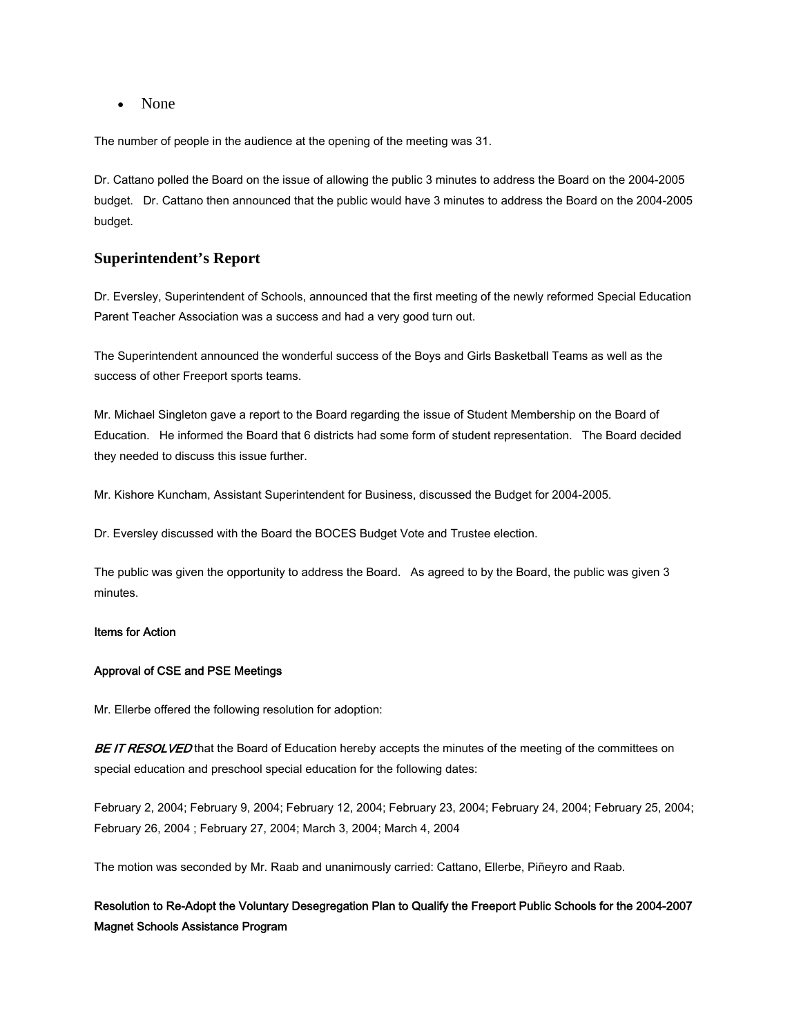- None

The number of people in the audience at the opening of the meeting was 31.

Dr. Cattano polled the Board on the issue of allowing the public 3 minutes to address the Board on the 2004-2005 budget. Dr. Cattano then announced that the public would have 3 minutes to address the Board on the 2004-2005 budget.

## Superintendent's Report

Dr. Eversley, Superintendent of Schools, announced that the first meeting of the newly reformed Special Education Parent Teacher Association was a success and had a very good turn out.

The Superintendent announced the wonderful success of the Boys and Girls Basketball Teams as well as the success of other Freeport sports teams.

Mr. Michael Singleton gave a report to the Board regarding the issue of Student Membership on the Board of Education. He informed the Board that 6 districts had some form of student representation. The Board decided they needed to discuss this issue further.

Mr. Kishore Kuncham, Assistant Superintendent for Business, discussed the Budget for 2004-2005.

Dr. Eversley discussed with the Board the BOCES Budget Vote and Trustee election.

The public was given the opportunity to address the Board. As agreed to by the Board, the public was given 3 minutes.

**Items for Action**

**Approval of CSE and PSE Meetings**

Mr. Ellerbe offered the following resolution for adoption:

***BE IT RESOLVED*** that the Board of Education hereby accepts the minutes of the meeting of the committees on special education and preschool special education for the following dates:

February 2, 2004; February 9, 2004; February 12, 2004; February 23, 2004; February 24, 2004; February 25, 2004; February 26, 2004 ; February 27, 2004; March 3, 2004; March 4, 2004

The motion was seconded by Mr. Raab and unanimously carried: Cattano, Ellerbe, Piñeyro and Raab.

**Resolution to Re-Adopt the Voluntary Desegregation Plan to Qualify the Freeport Public Schools for the 2004-2007 Magnet Schools Assistance Program**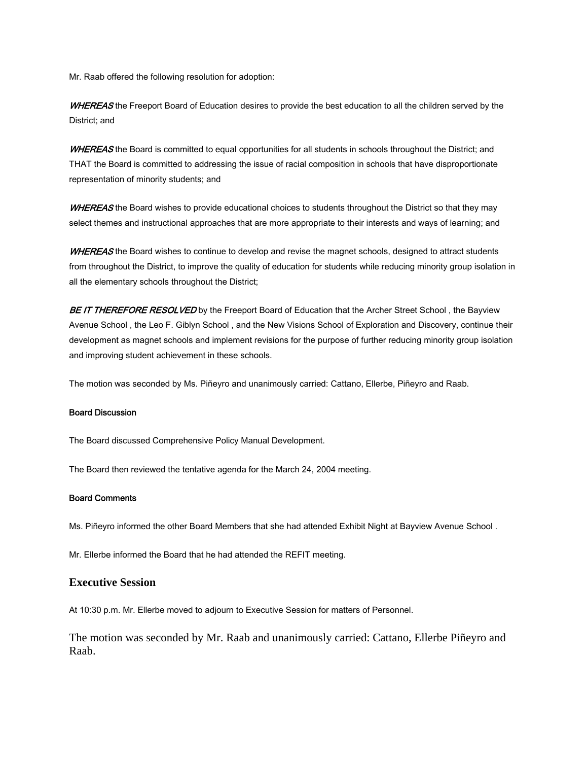Mr. Raab offered the following resolution for adoption:

***WHEREAS*** the Freeport Board of Education desires to provide the best education to all the children served by the District; and

***WHEREAS*** the Board is committed to equal opportunities for all students in schools throughout the District; and THAT the Board is committed to addressing the issue of racial composition in schools that have disproportionate representation of minority students; and

***WHEREAS*** the Board wishes to provide educational choices to students throughout the District so that they may select themes and instructional approaches that are more appropriate to their interests and ways of learning; and

***WHEREAS*** the Board wishes to continue to develop and revise the magnet schools, designed to attract students from throughout the District, to improve the quality of education for students while reducing minority group isolation in all the elementary schools throughout the District;

***BE IT THEREFORE RESOLVED*** by the Freeport Board of Education that the Archer Street School , the Bayview Avenue School , the Leo F. Giblyn School , and the New Visions School of Exploration and Discovery, continue their development as magnet schools and implement revisions for the purpose of further reducing minority group isolation and improving student achievement in these schools.

The motion was seconded by Ms. Piñeyro and unanimously carried: Cattano, Ellerbe, Piñeyro and Raab.

#### Board Discussion

The Board discussed Comprehensive Policy Manual Development.

The Board then reviewed the tentative agenda for the March 24, 2004 meeting.

#### Board Comments

Ms. Piñeyro informed the other Board Members that she had attended Exhibit Night at Bayview Avenue School .

Mr. Ellerbe informed the Board that he had attended the REFIT meeting.

## Executive Session

At 10:30 p.m. Mr. Ellerbe moved to adjourn to Executive Session for matters of Personnel.

The motion was seconded by Mr. Raab and unanimously carried: Cattano, Ellerbe Piñeyro and Raab.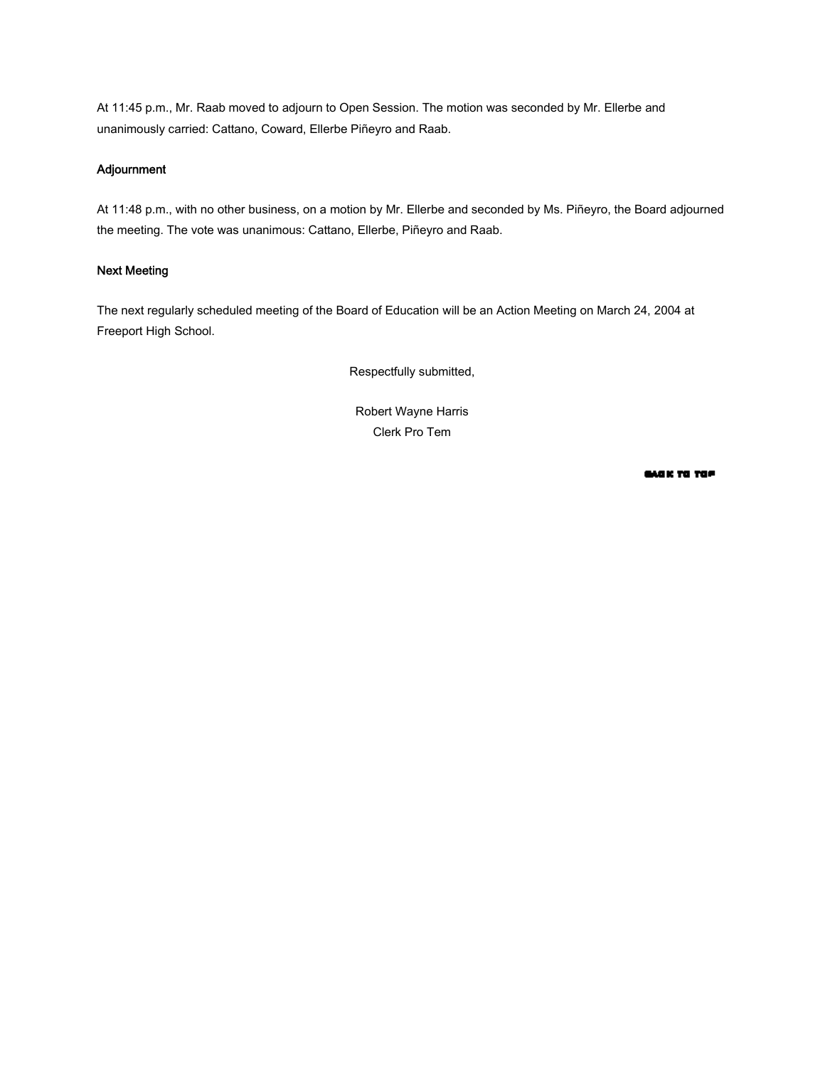At 11:45 p.m., Mr. Raab moved to adjourn to Open Session. The motion was seconded by Mr. Ellerbe and unanimously carried: Cattano, Coward, Ellerbe Piñeyro and Raab.

### Adjournment

At 11:48 p.m., with no other business, on a motion by Mr. Ellerbe and seconded by Ms. Piñeyro, the Board adjourned the meeting. The vote was unanimous: Cattano, Ellerbe, Piñeyro and Raab.

### Next Meeting

The next regularly scheduled meeting of the Board of Education will be an Action Meeting on March 24, 2004 at Freeport High School.

Respectfully submitted,

Robert Wayne Harris
Clerk Pro Tem

BACK TO TOP